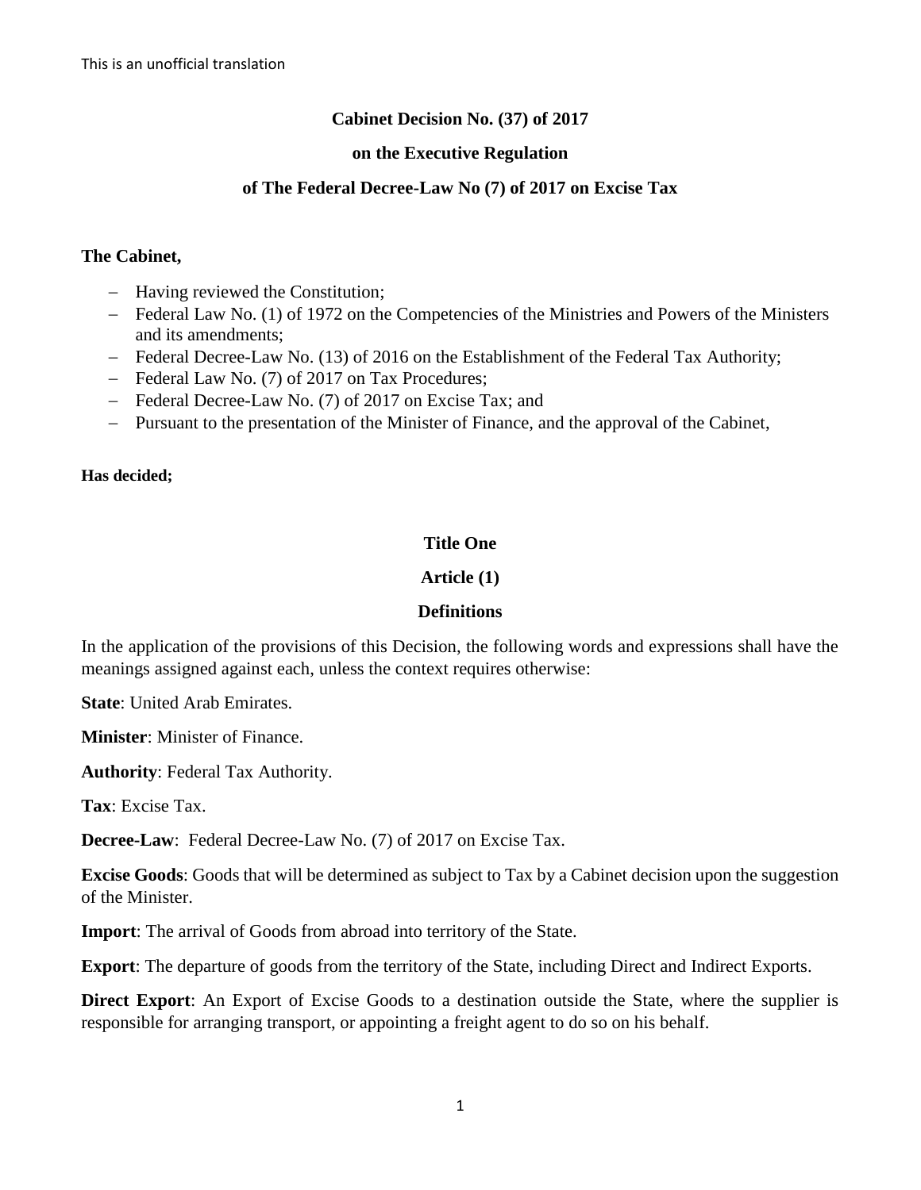This is an unofficial translation

# Cabinet Decision No. (37) of 2017

## on the Executive Regulation

## of The Federal Decree-Law No (7) of 2017 on Excise Tax

**The Cabinet,**

- Having reviewed the Constitution;
- Federal Law No. (1) of 1972 on the Competencies of the Ministries and Powers of the Ministers and its amendments;
- Federal Decree-Law No. (13) of 2016 on the Establishment of the Federal Tax Authority;
- Federal Law No. (7) of 2017 on Tax Procedures;
- Federal Decree-Law No. (7) of 2017 on Excise Tax; and
- Pursuant to the presentation of the Minister of Finance, and the approval of the Cabinet,

**Has decided;**

## Title One

### Article (1)

### Definitions

In the application of the provisions of this Decision, the following words and expressions shall have the meanings assigned against each, unless the context requires otherwise:

**State**: United Arab Emirates.

**Minister**: Minister of Finance.

**Authority**: Federal Tax Authority.

**Tax**: Excise Tax.

**Decree-Law**: Federal Decree-Law No. (7) of 2017 on Excise Tax.

**Excise Goods**: Goods that will be determined as subject to Tax by a Cabinet decision upon the suggestion of the Minister.

**Import**: The arrival of Goods from abroad into territory of the State.

**Export**: The departure of goods from the territory of the State, including Direct and Indirect Exports.

**Direct Export**: An Export of Excise Goods to a destination outside the State, where the supplier is responsible for arranging transport, or appointing a freight agent to do so on his behalf.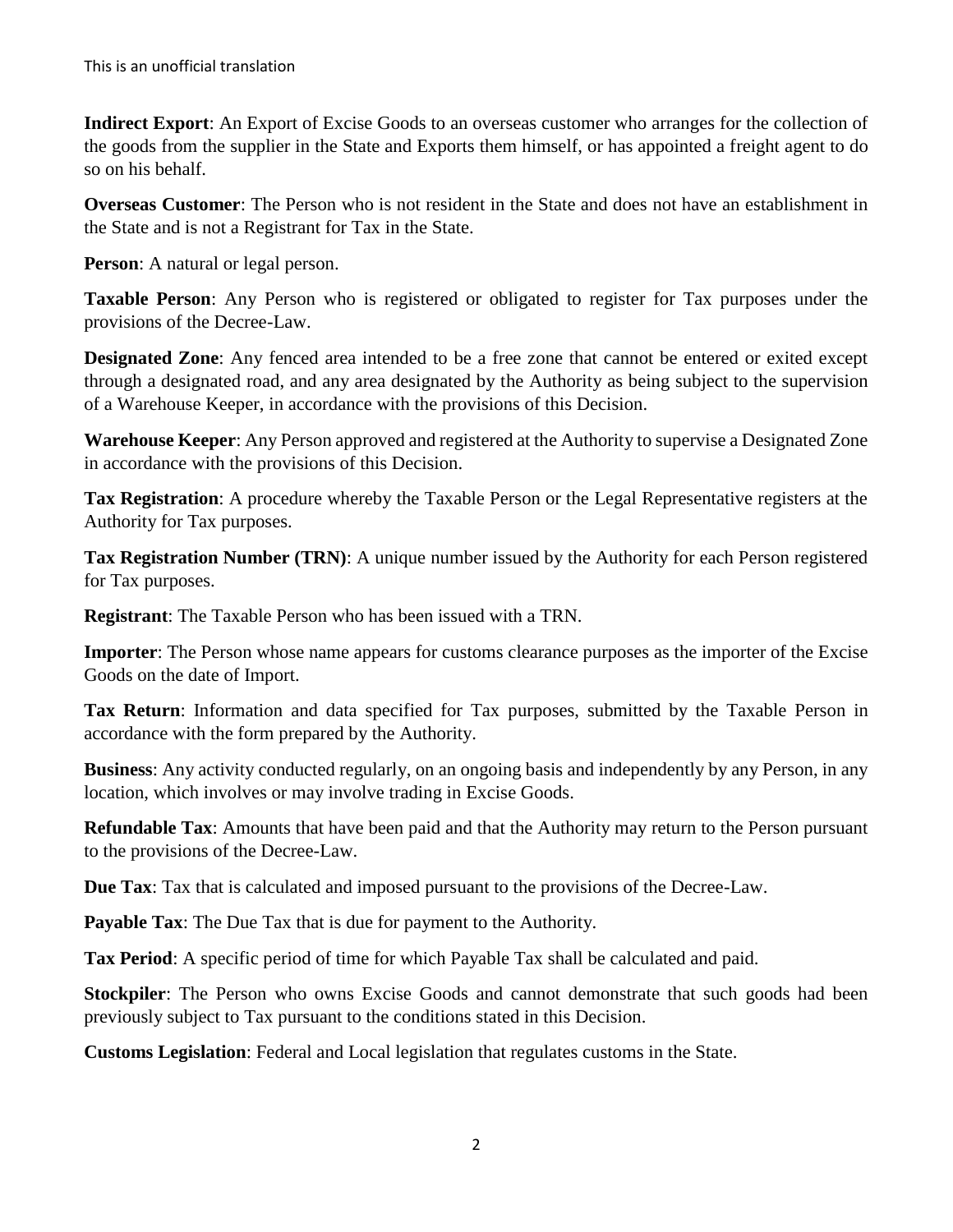This is an unofficial translation

**Indirect Export**: An Export of Excise Goods to an overseas customer who arranges for the collection of the goods from the supplier in the State and Exports them himself, or has appointed a freight agent to do so on his behalf.

**Overseas Customer**: The Person who is not resident in the State and does not have an establishment in the State and is not a Registrant for Tax in the State.

**Person**: A natural or legal person.

**Taxable Person**: Any Person who is registered or obligated to register for Tax purposes under the provisions of the Decree-Law.

**Designated Zone**: Any fenced area intended to be a free zone that cannot be entered or exited except through a designated road, and any area designated by the Authority as being subject to the supervision of a Warehouse Keeper, in accordance with the provisions of this Decision.

**Warehouse Keeper**: Any Person approved and registered at the Authority to supervise a Designated Zone in accordance with the provisions of this Decision.

**Tax Registration**: A procedure whereby the Taxable Person or the Legal Representative registers at the Authority for Tax purposes.

**Tax Registration Number (TRN)**: A unique number issued by the Authority for each Person registered for Tax purposes.

**Registrant**: The Taxable Person who has been issued with a TRN.

**Importer**: The Person whose name appears for customs clearance purposes as the importer of the Excise Goods on the date of Import.

**Tax Return**: Information and data specified for Tax purposes, submitted by the Taxable Person in accordance with the form prepared by the Authority.

**Business**: Any activity conducted regularly, on an ongoing basis and independently by any Person, in any location, which involves or may involve trading in Excise Goods.

**Refundable Tax**: Amounts that have been paid and that the Authority may return to the Person pursuant to the provisions of the Decree-Law.

**Due Tax**: Tax that is calculated and imposed pursuant to the provisions of the Decree-Law.

**Payable Tax**: The Due Tax that is due for payment to the Authority.

**Tax Period**: A specific period of time for which Payable Tax shall be calculated and paid.

**Stockpiler**: The Person who owns Excise Goods and cannot demonstrate that such goods had been previously subject to Tax pursuant to the conditions stated in this Decision.

**Customs Legislation**: Federal and Local legislation that regulates customs in the State.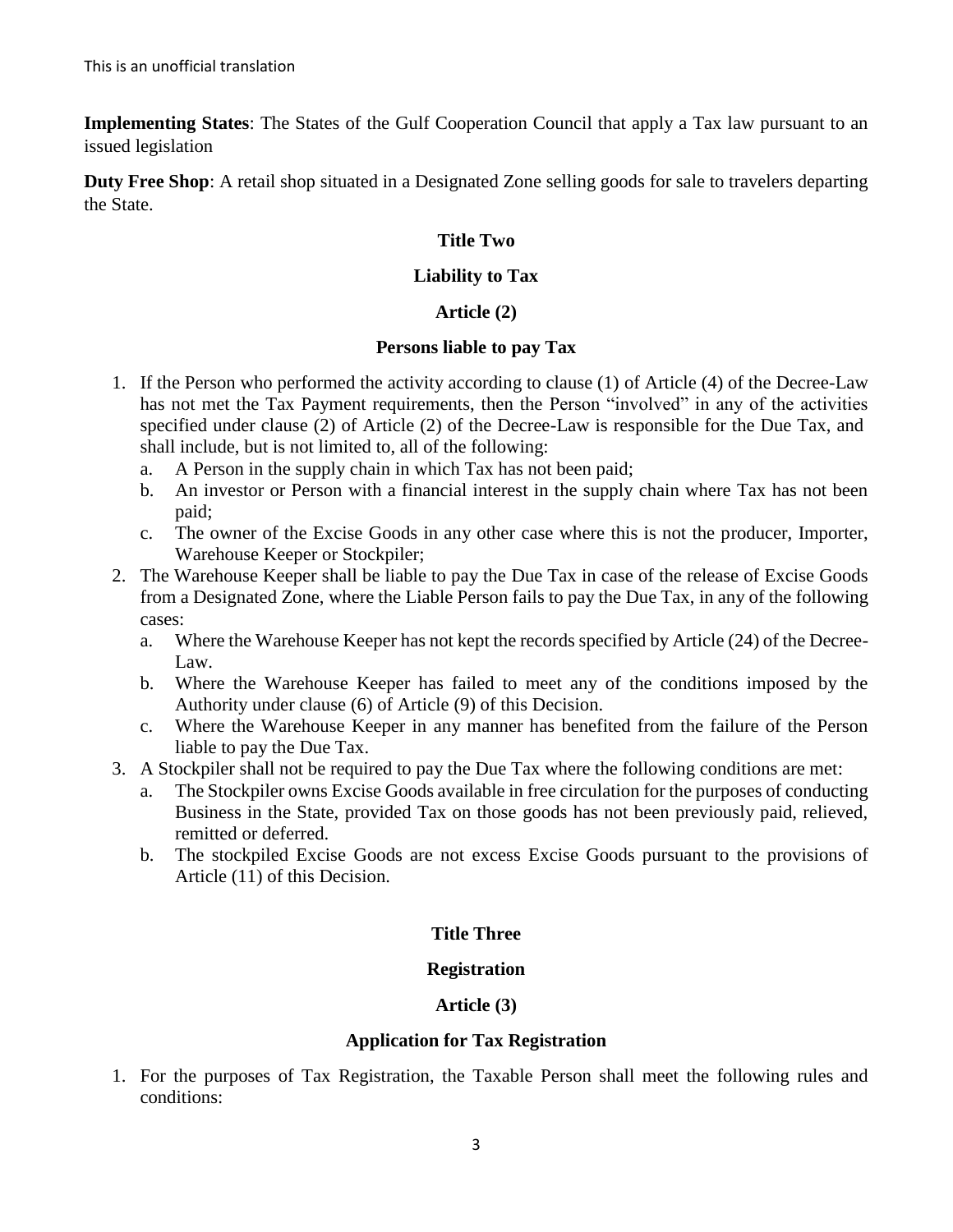**Implementing States**: The States of the Gulf Cooperation Council that apply a Tax law pursuant to an issued legislation

**Duty Free Shop**: A retail shop situated in a Designated Zone selling goods for sale to travelers departing the State.

## Title Two

## Liability to Tax

### Article (2)

### Persons liable to pay Tax

1. If the Person who performed the activity according to clause (1) of Article (4) of the Decree-Law has not met the Tax Payment requirements, then the Person "involved" in any of the activities specified under clause (2) of Article (2) of the Decree-Law is responsible for the Due Tax, and shall include, but is not limited to, all of the following:
   a. A Person in the supply chain in which Tax has not been paid;
   b. An investor or Person with a financial interest in the supply chain where Tax has not been paid;
   c. The owner of the Excise Goods in any other case where this is not the producer, Importer, Warehouse Keeper or Stockpiler;
2. The Warehouse Keeper shall be liable to pay the Due Tax in case of the release of Excise Goods from a Designated Zone, where the Liable Person fails to pay the Due Tax, in any of the following cases:
   a. Where the Warehouse Keeper has not kept the records specified by Article (24) of the Decree-Law.
   b. Where the Warehouse Keeper has failed to meet any of the conditions imposed by the Authority under clause (6) of Article (9) of this Decision.
   c. Where the Warehouse Keeper in any manner has benefited from the failure of the Person liable to pay the Due Tax.
3. A Stockpiler shall not be required to pay the Due Tax where the following conditions are met:
   a. The Stockpiler owns Excise Goods available in free circulation for the purposes of conducting Business in the State, provided Tax on those goods has not been previously paid, relieved, remitted or deferred.
   b. The stockpiled Excise Goods are not excess Excise Goods pursuant to the provisions of Article (11) of this Decision.

## Title Three

## Registration

### Article (3)

### Application for Tax Registration

1. For the purposes of Tax Registration, the Taxable Person shall meet the following rules and conditions: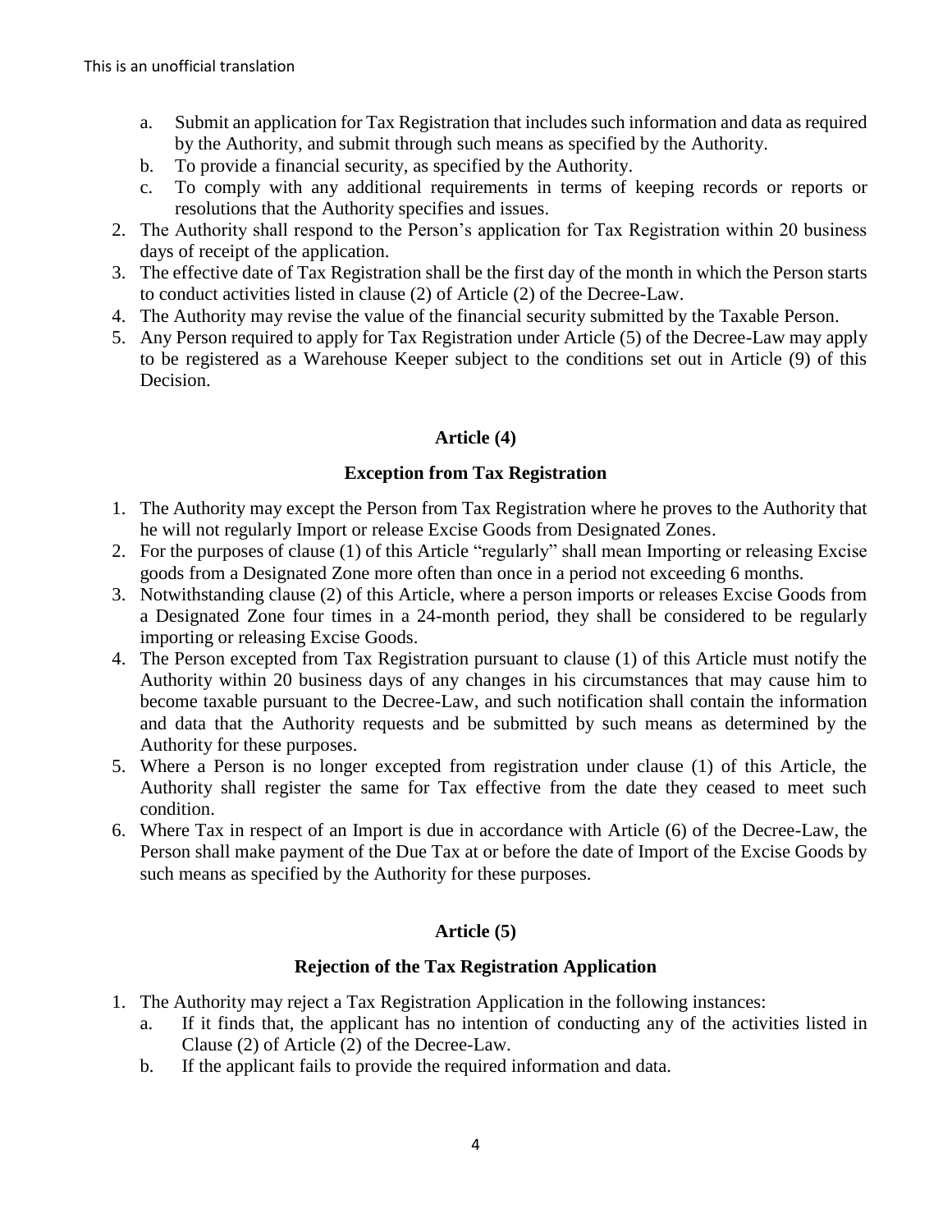a. Submit an application for Tax Registration that includes such information and data as required by the Authority, and submit through such means as specified by the Authority.
b. To provide a financial security, as specified by the Authority.
c. To comply with any additional requirements in terms of keeping records or reports or resolutions that the Authority specifies and issues.

2. The Authority shall respond to the Person's application for Tax Registration within 20 business days of receipt of the application.
3. The effective date of Tax Registration shall be the first day of the month in which the Person starts to conduct activities listed in clause (2) of Article (2) of the Decree-Law.
4. The Authority may revise the value of the financial security submitted by the Taxable Person.
5. Any Person required to apply for Tax Registration under Article (5) of the Decree-Law may apply to be registered as a Warehouse Keeper subject to the conditions set out in Article (9) of this Decision.

## Article (4)

## Exception from Tax Registration

1. The Authority may except the Person from Tax Registration where he proves to the Authority that he will not regularly Import or release Excise Goods from Designated Zones.
2. For the purposes of clause (1) of this Article "regularly" shall mean Importing or releasing Excise goods from a Designated Zone more often than once in a period not exceeding 6 months.
3. Notwithstanding clause (2) of this Article, where a person imports or releases Excise Goods from a Designated Zone four times in a 24-month period, they shall be considered to be regularly importing or releasing Excise Goods.
4. The Person excepted from Tax Registration pursuant to clause (1) of this Article must notify the Authority within 20 business days of any changes in his circumstances that may cause him to become taxable pursuant to the Decree-Law, and such notification shall contain the information and data that the Authority requests and be submitted by such means as determined by the Authority for these purposes.
5. Where a Person is no longer excepted from registration under clause (1) of this Article, the Authority shall register the same for Tax effective from the date they ceased to meet such condition.
6. Where Tax in respect of an Import is due in accordance with Article (6) of the Decree-Law, the Person shall make payment of the Due Tax at or before the date of Import of the Excise Goods by such means as specified by the Authority for these purposes.

## Article (5)

## Rejection of the Tax Registration Application

1. The Authority may reject a Tax Registration Application in the following instances:
   a. If it finds that, the applicant has no intention of conducting any of the activities listed in Clause (2) of Article (2) of the Decree-Law.
   b. If the applicant fails to provide the required information and data.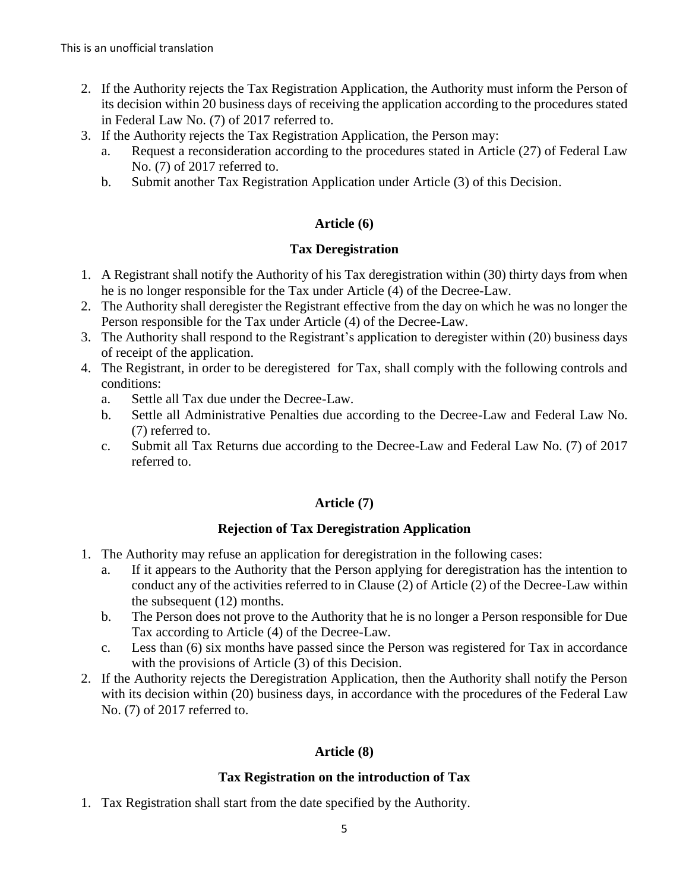2. If the Authority rejects the Tax Registration Application, the Authority must inform the Person of its decision within 20 business days of receiving the application according to the procedures stated in Federal Law No. (7) of 2017 referred to.
3. If the Authority rejects the Tax Registration Application, the Person may:
   a. Request a reconsideration according to the procedures stated in Article (27) of Federal Law No. (7) of 2017 referred to.
   b. Submit another Tax Registration Application under Article (3) of this Decision.

## Article (6)

### Tax Deregistration

1. A Registrant shall notify the Authority of his Tax deregistration within (30) thirty days from when he is no longer responsible for the Tax under Article (4) of the Decree-Law.
2. The Authority shall deregister the Registrant effective from the day on which he was no longer the Person responsible for the Tax under Article (4) of the Decree-Law.
3. The Authority shall respond to the Registrant's application to deregister within (20) business days of receipt of the application.
4. The Registrant, in order to be deregistered for Tax, shall comply with the following controls and conditions:
   a. Settle all Tax due under the Decree-Law.
   b. Settle all Administrative Penalties due according to the Decree-Law and Federal Law No. (7) referred to.
   c. Submit all Tax Returns due according to the Decree-Law and Federal Law No. (7) of 2017 referred to.

## Article (7)

### Rejection of Tax Deregistration Application

1. The Authority may refuse an application for deregistration in the following cases:
   a. If it appears to the Authority that the Person applying for deregistration has the intention to conduct any of the activities referred to in Clause (2) of Article (2) of the Decree-Law within the subsequent (12) months.
   b. The Person does not prove to the Authority that he is no longer a Person responsible for Due Tax according to Article (4) of the Decree-Law.
   c. Less than (6) six months have passed since the Person was registered for Tax in accordance with the provisions of Article (3) of this Decision.
2. If the Authority rejects the Deregistration Application, then the Authority shall notify the Person with its decision within (20) business days, in accordance with the procedures of the Federal Law No. (7) of 2017 referred to.

## Article (8)

### Tax Registration on the introduction of Tax

1. Tax Registration shall start from the date specified by the Authority.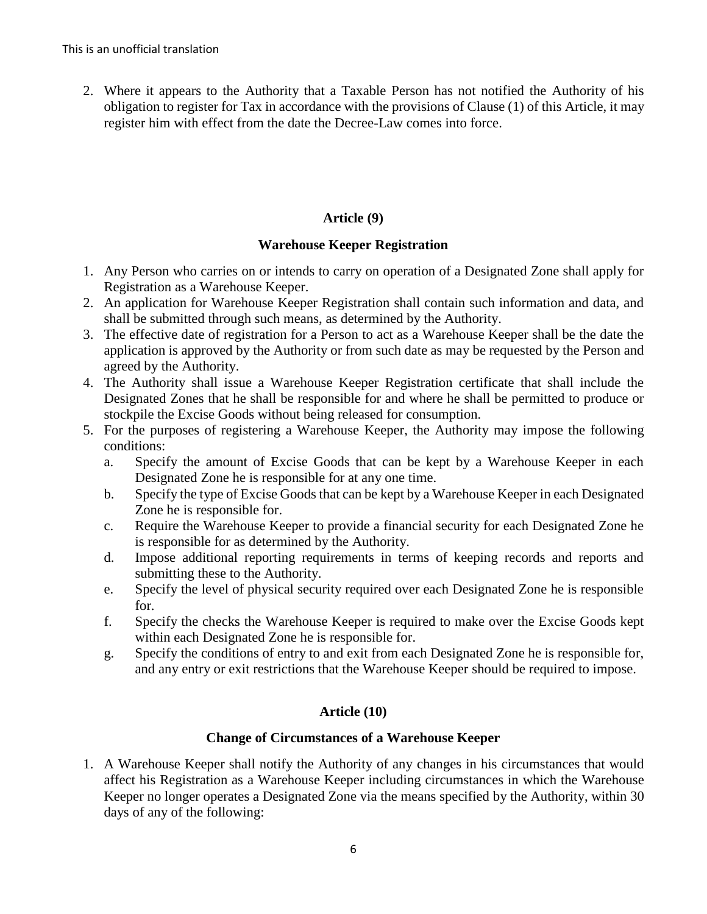2. Where it appears to the Authority that a Taxable Person has not notified the Authority of his obligation to register for Tax in accordance with the provisions of Clause (1) of this Article, it may register him with effect from the date the Decree-Law comes into force.

## Article (9)

### Warehouse Keeper Registration

1. Any Person who carries on or intends to carry on operation of a Designated Zone shall apply for Registration as a Warehouse Keeper.
2. An application for Warehouse Keeper Registration shall contain such information and data, and shall be submitted through such means, as determined by the Authority.
3. The effective date of registration for a Person to act as a Warehouse Keeper shall be the date the application is approved by the Authority or from such date as may be requested by the Person and agreed by the Authority.
4. The Authority shall issue a Warehouse Keeper Registration certificate that shall include the Designated Zones that he shall be responsible for and where he shall be permitted to produce or stockpile the Excise Goods without being released for consumption.
5. For the purposes of registering a Warehouse Keeper, the Authority may impose the following conditions:
   a. Specify the amount of Excise Goods that can be kept by a Warehouse Keeper in each Designated Zone he is responsible for at any one time.
   b. Specify the type of Excise Goods that can be kept by a Warehouse Keeper in each Designated Zone he is responsible for.
   c. Require the Warehouse Keeper to provide a financial security for each Designated Zone he is responsible for as determined by the Authority.
   d. Impose additional reporting requirements in terms of keeping records and reports and submitting these to the Authority.
   e. Specify the level of physical security required over each Designated Zone he is responsible for.
   f. Specify the checks the Warehouse Keeper is required to make over the Excise Goods kept within each Designated Zone he is responsible for.
   g. Specify the conditions of entry to and exit from each Designated Zone he is responsible for, and any entry or exit restrictions that the Warehouse Keeper should be required to impose.

## Article (10)

### Change of Circumstances of a Warehouse Keeper

1. A Warehouse Keeper shall notify the Authority of any changes in his circumstances that would affect his Registration as a Warehouse Keeper including circumstances in which the Warehouse Keeper no longer operates a Designated Zone via the means specified by the Authority, within 30 days of any of the following: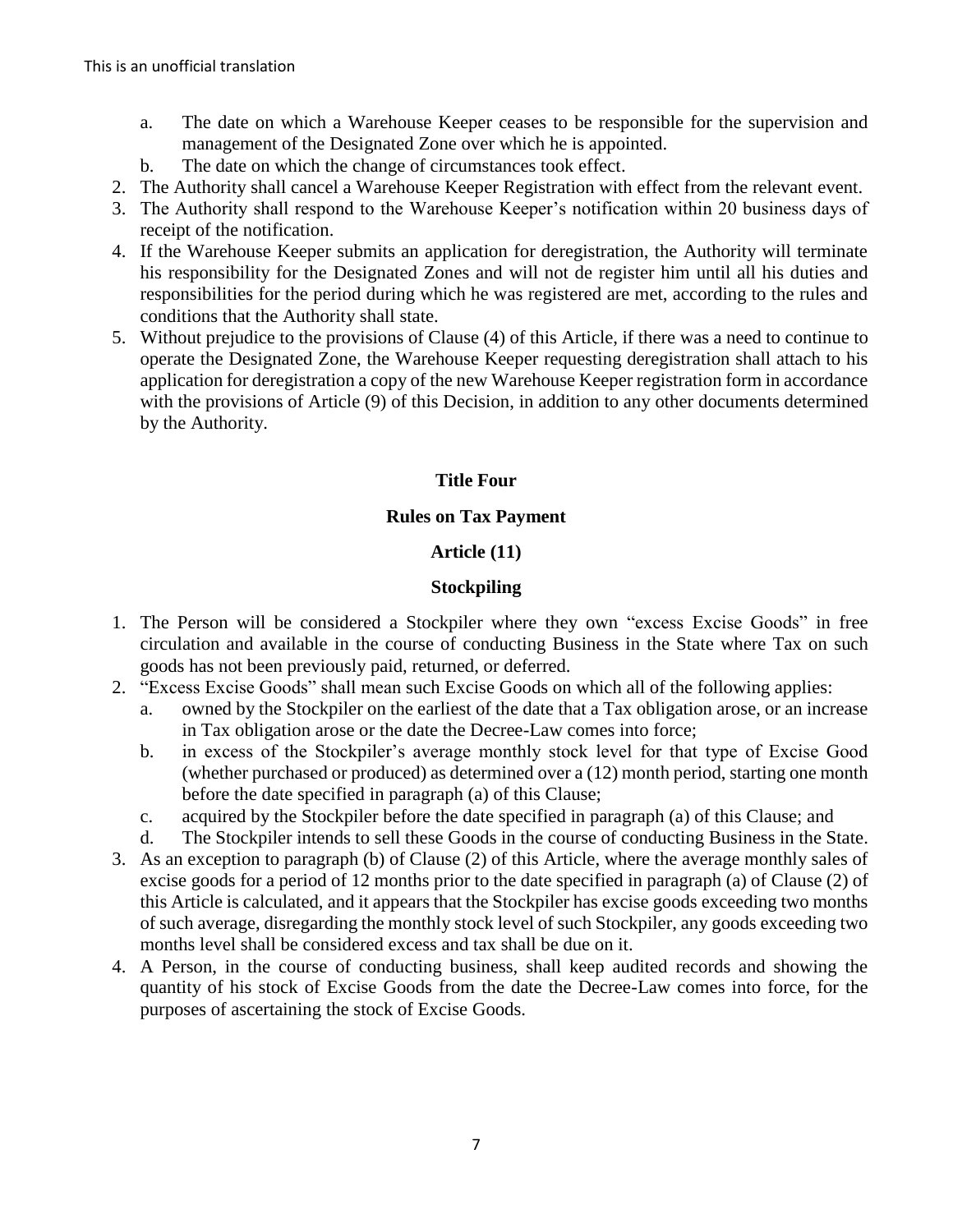This is an unofficial translation

   a. The date on which a Warehouse Keeper ceases to be responsible for the supervision and management of the Designated Zone over which he is appointed.
   b. The date on which the change of circumstances took effect.
2. The Authority shall cancel a Warehouse Keeper Registration with effect from the relevant event.
3. The Authority shall respond to the Warehouse Keeper's notification within 20 business days of receipt of the notification.
4. If the Warehouse Keeper submits an application for deregistration, the Authority will terminate his responsibility for the Designated Zones and will not de register him until all his duties and responsibilities for the period during which he was registered are met, according to the rules and conditions that the Authority shall state.
5. Without prejudice to the provisions of Clause (4) of this Article, if there was a need to continue to operate the Designated Zone, the Warehouse Keeper requesting deregistration shall attach to his application for deregistration a copy of the new Warehouse Keeper registration form in accordance with the provisions of Article (9) of this Decision, in addition to any other documents determined by the Authority.

## Title Four

## Rules on Tax Payment

### Article (11)

### Stockpiling

1. The Person will be considered a Stockpiler where they own "excess Excise Goods" in free circulation and available in the course of conducting Business in the State where Tax on such goods has not been previously paid, returned, or deferred.
2. "Excess Excise Goods" shall mean such Excise Goods on which all of the following applies:
   a. owned by the Stockpiler on the earliest of the date that a Tax obligation arose, or an increase in Tax obligation arose or the date the Decree-Law comes into force;
   b. in excess of the Stockpiler's average monthly stock level for that type of Excise Good (whether purchased or produced) as determined over a (12) month period, starting one month before the date specified in paragraph (a) of this Clause;
   c. acquired by the Stockpiler before the date specified in paragraph (a) of this Clause; and
   d. The Stockpiler intends to sell these Goods in the course of conducting Business in the State.
3. As an exception to paragraph (b) of Clause (2) of this Article, where the average monthly sales of excise goods for a period of 12 months prior to the date specified in paragraph (a) of Clause (2) of this Article is calculated, and it appears that the Stockpiler has excise goods exceeding two months of such average, disregarding the monthly stock level of such Stockpiler, any goods exceeding two months level shall be considered excess and tax shall be due on it.
4. A Person, in the course of conducting business, shall keep audited records and showing the quantity of his stock of Excise Goods from the date the Decree-Law comes into force, for the purposes of ascertaining the stock of Excise Goods.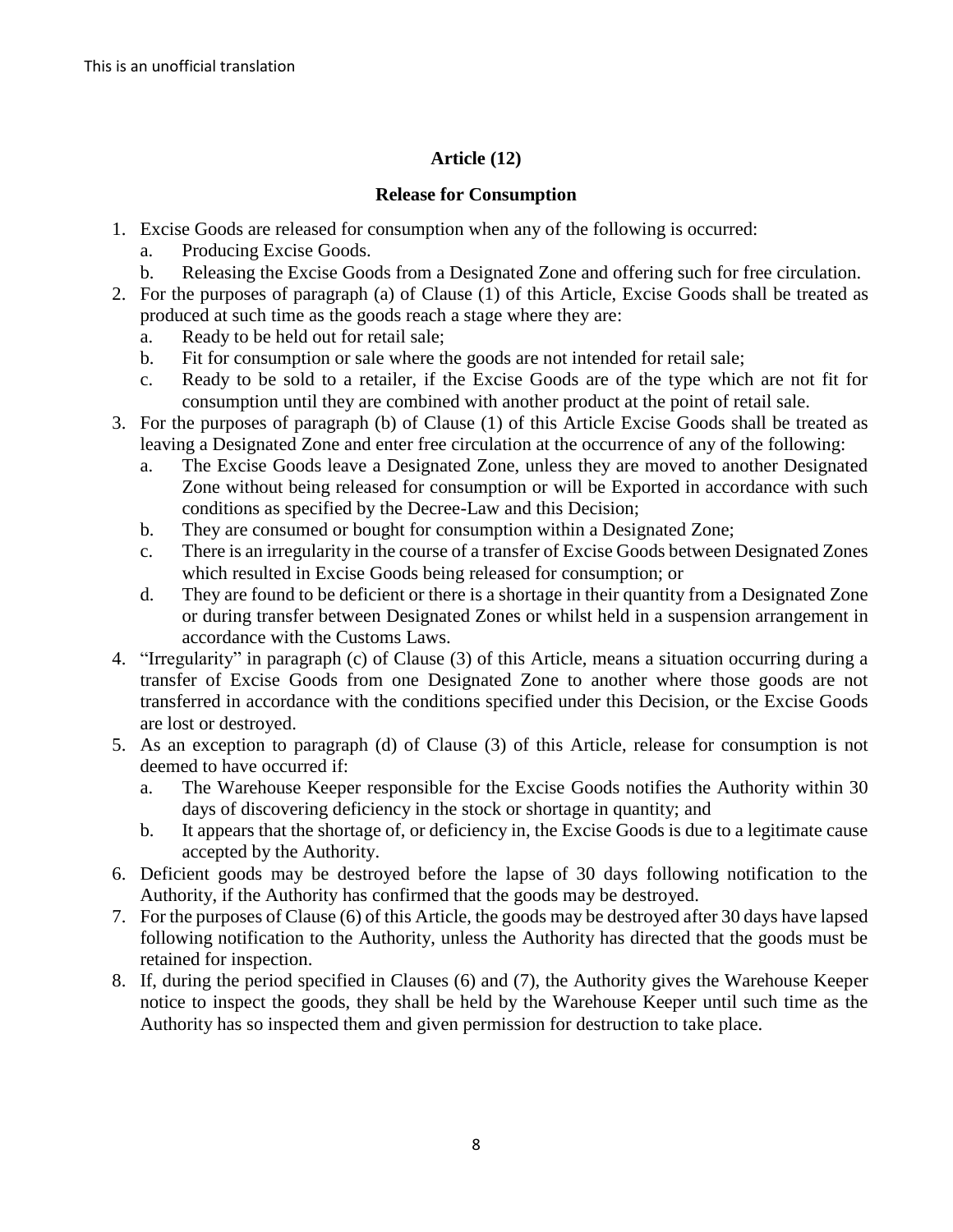This is an unofficial translation

## Article (12)

### Release for Consumption

1. Excise Goods are released for consumption when any of the following is occurred:
   a. Producing Excise Goods.
   b. Releasing the Excise Goods from a Designated Zone and offering such for free circulation.
2. For the purposes of paragraph (a) of Clause (1) of this Article, Excise Goods shall be treated as produced at such time as the goods reach a stage where they are:
   a. Ready to be held out for retail sale;
   b. Fit for consumption or sale where the goods are not intended for retail sale;
   c. Ready to be sold to a retailer, if the Excise Goods are of the type which are not fit for consumption until they are combined with another product at the point of retail sale.
3. For the purposes of paragraph (b) of Clause (1) of this Article Excise Goods shall be treated as leaving a Designated Zone and enter free circulation at the occurrence of any of the following:
   a. The Excise Goods leave a Designated Zone, unless they are moved to another Designated Zone without being released for consumption or will be Exported in accordance with such conditions as specified by the Decree-Law and this Decision;
   b. They are consumed or bought for consumption within a Designated Zone;
   c. There is an irregularity in the course of a transfer of Excise Goods between Designated Zones which resulted in Excise Goods being released for consumption; or
   d. They are found to be deficient or there is a shortage in their quantity from a Designated Zone or during transfer between Designated Zones or whilst held in a suspension arrangement in accordance with the Customs Laws.
4. "Irregularity" in paragraph (c) of Clause (3) of this Article, means a situation occurring during a transfer of Excise Goods from one Designated Zone to another where those goods are not transferred in accordance with the conditions specified under this Decision, or the Excise Goods are lost or destroyed.
5. As an exception to paragraph (d) of Clause (3) of this Article, release for consumption is not deemed to have occurred if:
   a. The Warehouse Keeper responsible for the Excise Goods notifies the Authority within 30 days of discovering deficiency in the stock or shortage in quantity; and
   b. It appears that the shortage of, or deficiency in, the Excise Goods is due to a legitimate cause accepted by the Authority.
6. Deficient goods may be destroyed before the lapse of 30 days following notification to the Authority, if the Authority has confirmed that the goods may be destroyed.
7. For the purposes of Clause (6) of this Article, the goods may be destroyed after 30 days have lapsed following notification to the Authority, unless the Authority has directed that the goods must be retained for inspection.
8. If, during the period specified in Clauses (6) and (7), the Authority gives the Warehouse Keeper notice to inspect the goods, they shall be held by the Warehouse Keeper until such time as the Authority has so inspected them and given permission for destruction to take place.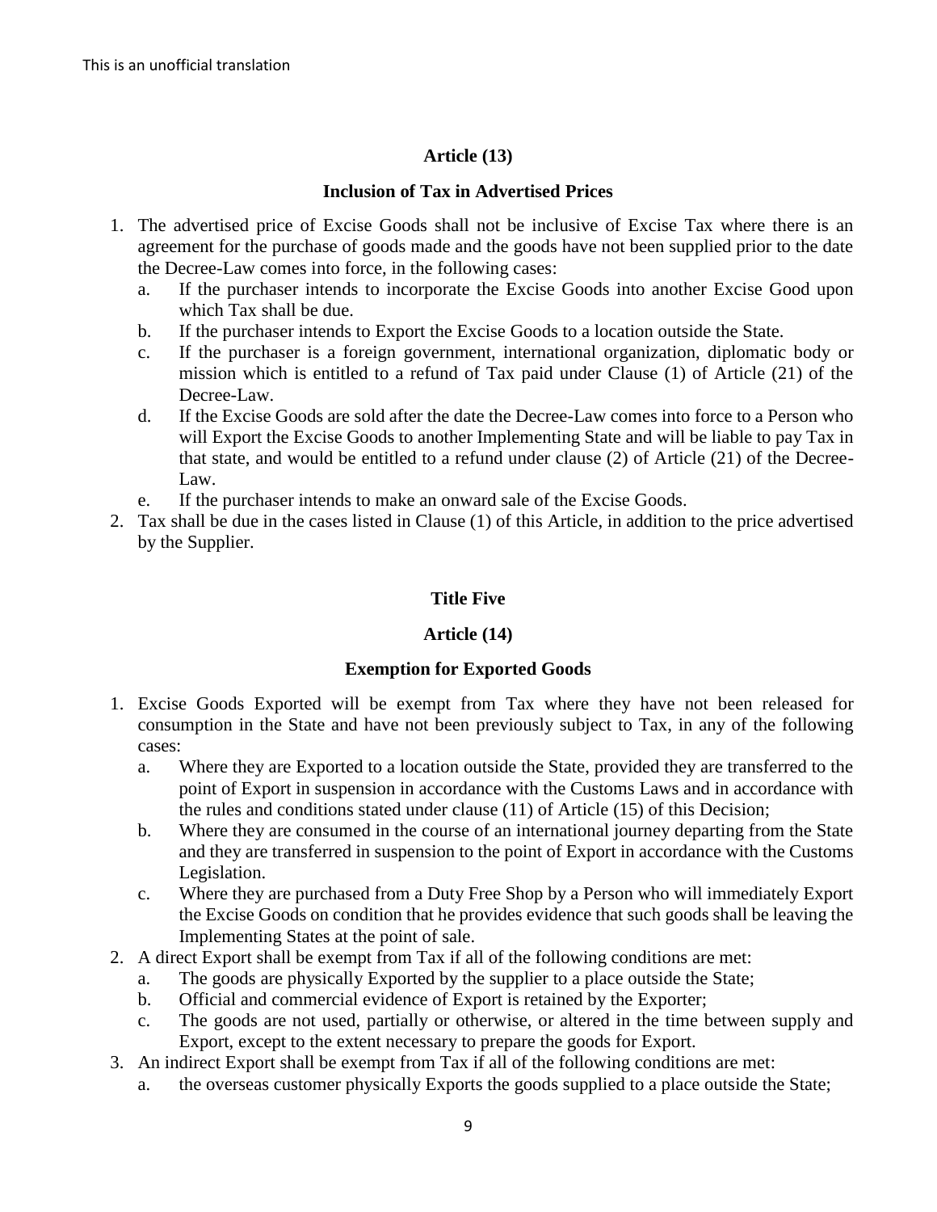### Article (13)

### Inclusion of Tax in Advertised Prices

1. The advertised price of Excise Goods shall not be inclusive of Excise Tax where there is an agreement for the purchase of goods made and the goods have not been supplied prior to the date the Decree-Law comes into force, in the following cases:
   a. If the purchaser intends to incorporate the Excise Goods into another Excise Good upon which Tax shall be due.
   b. If the purchaser intends to Export the Excise Goods to a location outside the State.
   c. If the purchaser is a foreign government, international organization, diplomatic body or mission which is entitled to a refund of Tax paid under Clause (1) of Article (21) of the Decree-Law.
   d. If the Excise Goods are sold after the date the Decree-Law comes into force to a Person who will Export the Excise Goods to another Implementing State and will be liable to pay Tax in that state, and would be entitled to a refund under clause (2) of Article (21) of the Decree-Law.
   e. If the purchaser intends to make an onward sale of the Excise Goods.
2. Tax shall be due in the cases listed in Clause (1) of this Article, in addition to the price advertised by the Supplier.

## Title Five

### Article (14)

### Exemption for Exported Goods

1. Excise Goods Exported will be exempt from Tax where they have not been released for consumption in the State and have not been previously subject to Tax, in any of the following cases:
   a. Where they are Exported to a location outside the State, provided they are transferred to the point of Export in suspension in accordance with the Customs Laws and in accordance with the rules and conditions stated under clause (11) of Article (15) of this Decision;
   b. Where they are consumed in the course of an international journey departing from the State and they are transferred in suspension to the point of Export in accordance with the Customs Legislation.
   c. Where they are purchased from a Duty Free Shop by a Person who will immediately Export the Excise Goods on condition that he provides evidence that such goods shall be leaving the Implementing States at the point of sale.
2. A direct Export shall be exempt from Tax if all of the following conditions are met:
   a. The goods are physically Exported by the supplier to a place outside the State;
   b. Official and commercial evidence of Export is retained by the Exporter;
   c. The goods are not used, partially or otherwise, or altered in the time between supply and Export, except to the extent necessary to prepare the goods for Export.
3. An indirect Export shall be exempt from Tax if all of the following conditions are met:
   a. the overseas customer physically Exports the goods supplied to a place outside the State;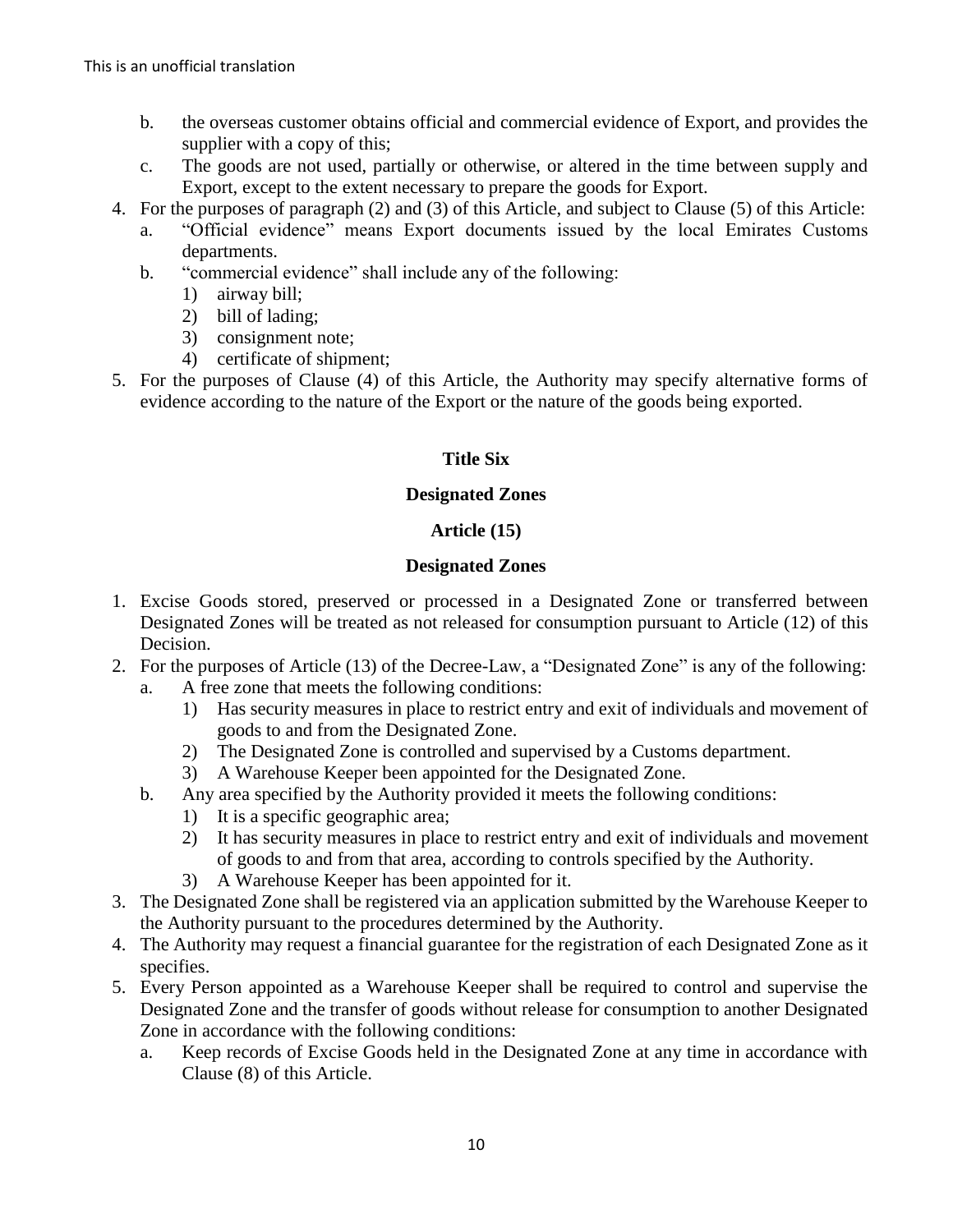b. the overseas customer obtains official and commercial evidence of Export, and provides the supplier with a copy of this;

c. The goods are not used, partially or otherwise, or altered in the time between supply and Export, except to the extent necessary to prepare the goods for Export.

4. For the purposes of paragraph (2) and (3) of this Article, and subject to Clause (5) of this Article:
   a. "Official evidence" means Export documents issued by the local Emirates Customs departments.
   b. "commercial evidence" shall include any of the following:
      1) airway bill;
      2) bill of lading;
      3) consignment note;
      4) certificate of shipment;
5. For the purposes of Clause (4) of this Article, the Authority may specify alternative forms of evidence according to the nature of the Export or the nature of the goods being exported.

## Title Six

## Designated Zones

### Article (15)

### Designated Zones

1. Excise Goods stored, preserved or processed in a Designated Zone or transferred between Designated Zones will be treated as not released for consumption pursuant to Article (12) of this Decision.
2. For the purposes of Article (13) of the Decree-Law, a "Designated Zone" is any of the following:
   a. A free zone that meets the following conditions:
      1) Has security measures in place to restrict entry and exit of individuals and movement of goods to and from the Designated Zone.
      2) The Designated Zone is controlled and supervised by a Customs department.
      3) A Warehouse Keeper been appointed for the Designated Zone.
   b. Any area specified by the Authority provided it meets the following conditions:
      1) It is a specific geographic area;
      2) It has security measures in place to restrict entry and exit of individuals and movement of goods to and from that area, according to controls specified by the Authority.
      3) A Warehouse Keeper has been appointed for it.
3. The Designated Zone shall be registered via an application submitted by the Warehouse Keeper to the Authority pursuant to the procedures determined by the Authority.
4. The Authority may request a financial guarantee for the registration of each Designated Zone as it specifies.
5. Every Person appointed as a Warehouse Keeper shall be required to control and supervise the Designated Zone and the transfer of goods without release for consumption to another Designated Zone in accordance with the following conditions:
   a. Keep records of Excise Goods held in the Designated Zone at any time in accordance with Clause (8) of this Article.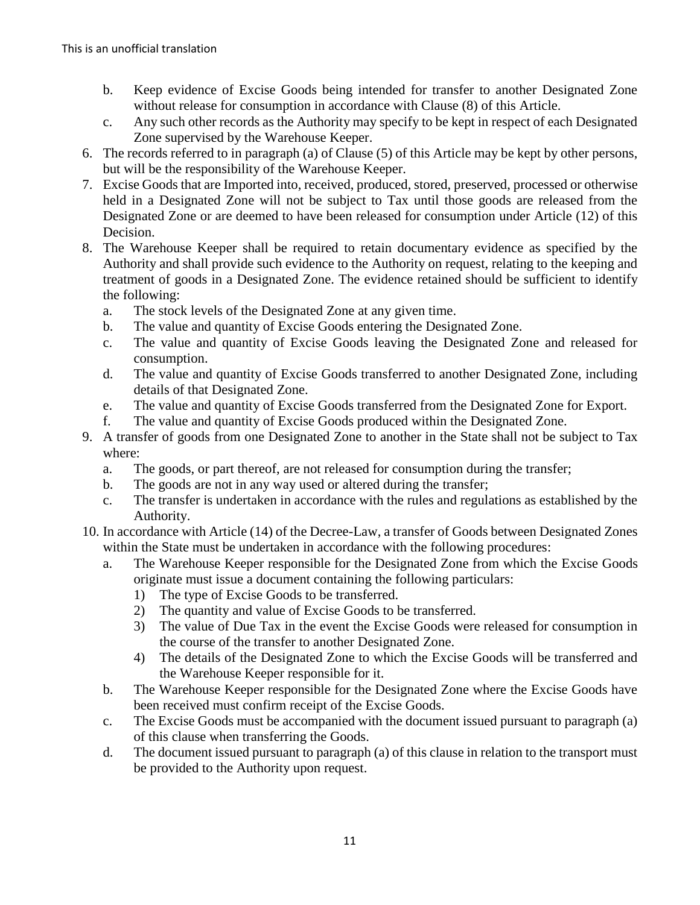b. Keep evidence of Excise Goods being intended for transfer to another Designated Zone without release for consumption in accordance with Clause (8) of this Article.
c. Any such other records as the Authority may specify to be kept in respect of each Designated Zone supervised by the Warehouse Keeper.

6. The records referred to in paragraph (a) of Clause (5) of this Article may be kept by other persons, but will be the responsibility of the Warehouse Keeper.
7. Excise Goods that are Imported into, received, produced, stored, preserved, processed or otherwise held in a Designated Zone will not be subject to Tax until those goods are released from the Designated Zone or are deemed to have been released for consumption under Article (12) of this Decision.
8. The Warehouse Keeper shall be required to retain documentary evidence as specified by the Authority and shall provide such evidence to the Authority on request, relating to the keeping and treatment of goods in a Designated Zone. The evidence retained should be sufficient to identify the following:
   a. The stock levels of the Designated Zone at any given time.
   b. The value and quantity of Excise Goods entering the Designated Zone.
   c. The value and quantity of Excise Goods leaving the Designated Zone and released for consumption.
   d. The value and quantity of Excise Goods transferred to another Designated Zone, including details of that Designated Zone.
   e. The value and quantity of Excise Goods transferred from the Designated Zone for Export.
   f. The value and quantity of Excise Goods produced within the Designated Zone.
9. A transfer of goods from one Designated Zone to another in the State shall not be subject to Tax where:
   a. The goods, or part thereof, are not released for consumption during the transfer;
   b. The goods are not in any way used or altered during the transfer;
   c. The transfer is undertaken in accordance with the rules and regulations as established by the Authority.
10. In accordance with Article (14) of the Decree-Law, a transfer of Goods between Designated Zones within the State must be undertaken in accordance with the following procedures:
    a. The Warehouse Keeper responsible for the Designated Zone from which the Excise Goods originate must issue a document containing the following particulars:
       1) The type of Excise Goods to be transferred.
       2) The quantity and value of Excise Goods to be transferred.
       3) The value of Due Tax in the event the Excise Goods were released for consumption in the course of the transfer to another Designated Zone.
       4) The details of the Designated Zone to which the Excise Goods will be transferred and the Warehouse Keeper responsible for it.
    b. The Warehouse Keeper responsible for the Designated Zone where the Excise Goods have been received must confirm receipt of the Excise Goods.
    c. The Excise Goods must be accompanied with the document issued pursuant to paragraph (a) of this clause when transferring the Goods.
    d. The document issued pursuant to paragraph (a) of this clause in relation to the transport must be provided to the Authority upon request.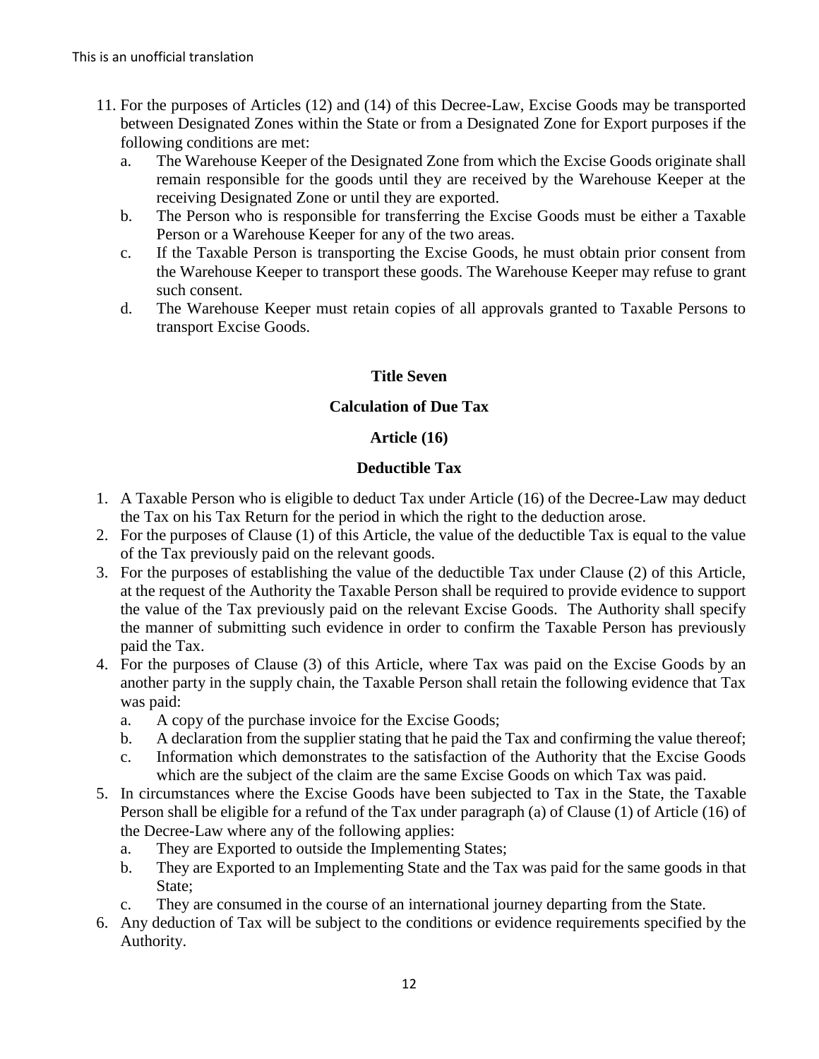11. For the purposes of Articles (12) and (14) of this Decree-Law, Excise Goods may be transported between Designated Zones within the State or from a Designated Zone for Export purposes if the following conditions are met:
    a. The Warehouse Keeper of the Designated Zone from which the Excise Goods originate shall remain responsible for the goods until they are received by the Warehouse Keeper at the receiving Designated Zone or until they are exported.
    b. The Person who is responsible for transferring the Excise Goods must be either a Taxable Person or a Warehouse Keeper for any of the two areas.
    c. If the Taxable Person is transporting the Excise Goods, he must obtain prior consent from the Warehouse Keeper to transport these goods. The Warehouse Keeper may refuse to grant such consent.
    d. The Warehouse Keeper must retain copies of all approvals granted to Taxable Persons to transport Excise Goods.

## Title Seven

## Calculation of Due Tax

### Article (16)

### Deductible Tax

1. A Taxable Person who is eligible to deduct Tax under Article (16) of the Decree-Law may deduct the Tax on his Tax Return for the period in which the right to the deduction arose.
2. For the purposes of Clause (1) of this Article, the value of the deductible Tax is equal to the value of the Tax previously paid on the relevant goods.
3. For the purposes of establishing the value of the deductible Tax under Clause (2) of this Article, at the request of the Authority the Taxable Person shall be required to provide evidence to support the value of the Tax previously paid on the relevant Excise Goods. The Authority shall specify the manner of submitting such evidence in order to confirm the Taxable Person has previously paid the Tax.
4. For the purposes of Clause (3) of this Article, where Tax was paid on the Excise Goods by an another party in the supply chain, the Taxable Person shall retain the following evidence that Tax was paid:
    a. A copy of the purchase invoice for the Excise Goods;
    b. A declaration from the supplier stating that he paid the Tax and confirming the value thereof;
    c. Information which demonstrates to the satisfaction of the Authority that the Excise Goods which are the subject of the claim are the same Excise Goods on which Tax was paid.
5. In circumstances where the Excise Goods have been subjected to Tax in the State, the Taxable Person shall be eligible for a refund of the Tax under paragraph (a) of Clause (1) of Article (16) of the Decree-Law where any of the following applies:
    a. They are Exported to outside the Implementing States;
    b. They are Exported to an Implementing State and the Tax was paid for the same goods in that State;
    c. They are consumed in the course of an international journey departing from the State.
6. Any deduction of Tax will be subject to the conditions or evidence requirements specified by the Authority.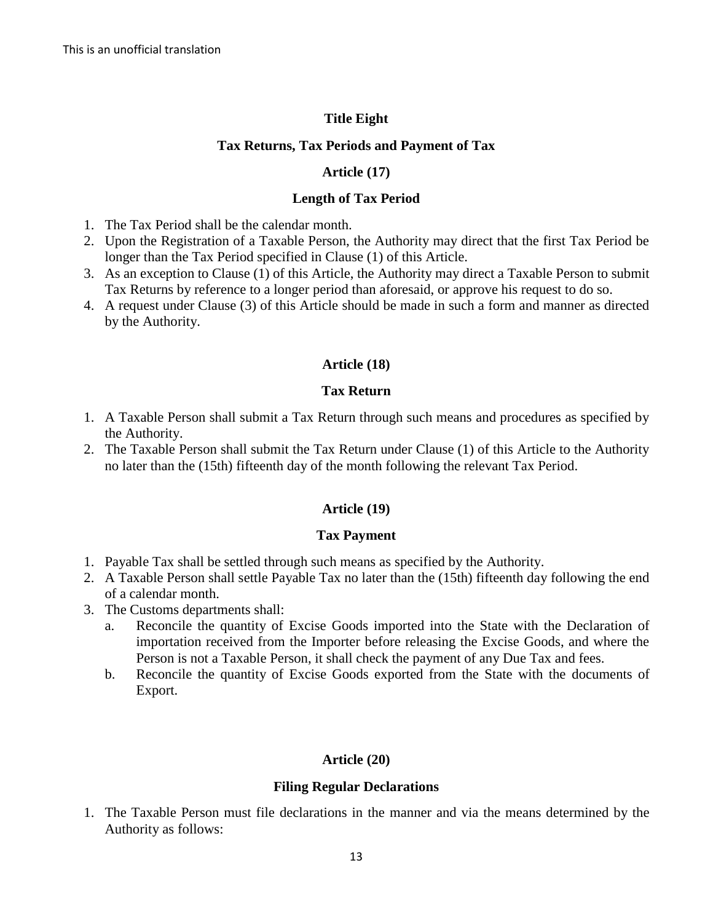## Title Eight

## Tax Returns, Tax Periods and Payment of Tax

### Article (17)

### Length of Tax Period

1. The Tax Period shall be the calendar month.
2. Upon the Registration of a Taxable Person, the Authority may direct that the first Tax Period be longer than the Tax Period specified in Clause (1) of this Article.
3. As an exception to Clause (1) of this Article, the Authority may direct a Taxable Person to submit Tax Returns by reference to a longer period than aforesaid, or approve his request to do so.
4. A request under Clause (3) of this Article should be made in such a form and manner as directed by the Authority.

### Article (18)

### Tax Return

1. A Taxable Person shall submit a Tax Return through such means and procedures as specified by the Authority.
2. The Taxable Person shall submit the Tax Return under Clause (1) of this Article to the Authority no later than the (15th) fifteenth day of the month following the relevant Tax Period.

### Article (19)

### Tax Payment

1. Payable Tax shall be settled through such means as specified by the Authority.
2. A Taxable Person shall settle Payable Tax no later than the (15th) fifteenth day following the end of a calendar month.
3. The Customs departments shall:
   a. Reconcile the quantity of Excise Goods imported into the State with the Declaration of importation received from the Importer before releasing the Excise Goods, and where the Person is not a Taxable Person, it shall check the payment of any Due Tax and fees.
   b. Reconcile the quantity of Excise Goods exported from the State with the documents of Export.

### Article (20)

### Filing Regular Declarations

1. The Taxable Person must file declarations in the manner and via the means determined by the Authority as follows: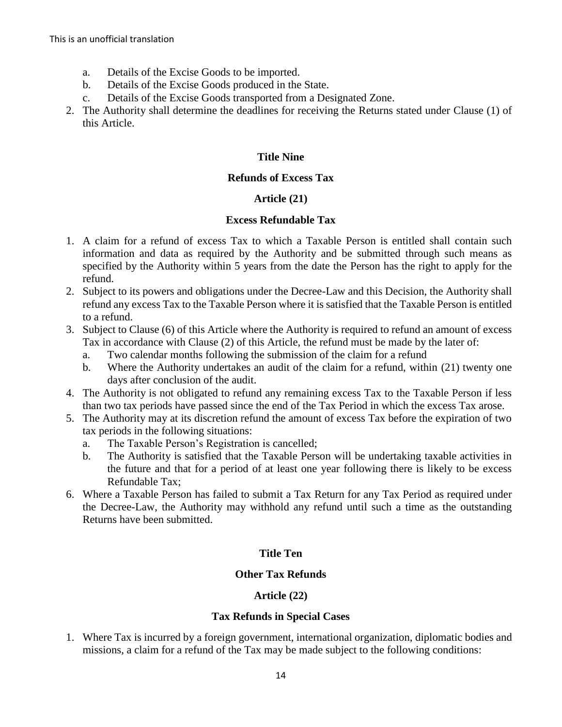a. Details of the Excise Goods to be imported.
b. Details of the Excise Goods produced in the State.
c. Details of the Excise Goods transported from a Designated Zone.

2. The Authority shall determine the deadlines for receiving the Returns stated under Clause (1) of this Article.

## Title Nine

## Refunds of Excess Tax

### Article (21)

### Excess Refundable Tax

1. A claim for a refund of excess Tax to which a Taxable Person is entitled shall contain such information and data as required by the Authority and be submitted through such means as specified by the Authority within 5 years from the date the Person has the right to apply for the refund.
2. Subject to its powers and obligations under the Decree-Law and this Decision, the Authority shall refund any excess Tax to the Taxable Person where it is satisfied that the Taxable Person is entitled to a refund.
3. Subject to Clause (6) of this Article where the Authority is required to refund an amount of excess Tax in accordance with Clause (2) of this Article, the refund must be made by the later of:
   a. Two calendar months following the submission of the claim for a refund
   b. Where the Authority undertakes an audit of the claim for a refund, within (21) twenty one days after conclusion of the audit.
4. The Authority is not obligated to refund any remaining excess Tax to the Taxable Person if less than two tax periods have passed since the end of the Tax Period in which the excess Tax arose.
5. The Authority may at its discretion refund the amount of excess Tax before the expiration of two tax periods in the following situations:
   a. The Taxable Person's Registration is cancelled;
   b. The Authority is satisfied that the Taxable Person will be undertaking taxable activities in the future and that for a period of at least one year following there is likely to be excess Refundable Tax;
6. Where a Taxable Person has failed to submit a Tax Return for any Tax Period as required under the Decree-Law, the Authority may withhold any refund until such a time as the outstanding Returns have been submitted.

## Title Ten

## Other Tax Refunds

### Article (22)

### Tax Refunds in Special Cases

1. Where Tax is incurred by a foreign government, international organization, diplomatic bodies and missions, a claim for a refund of the Tax may be made subject to the following conditions: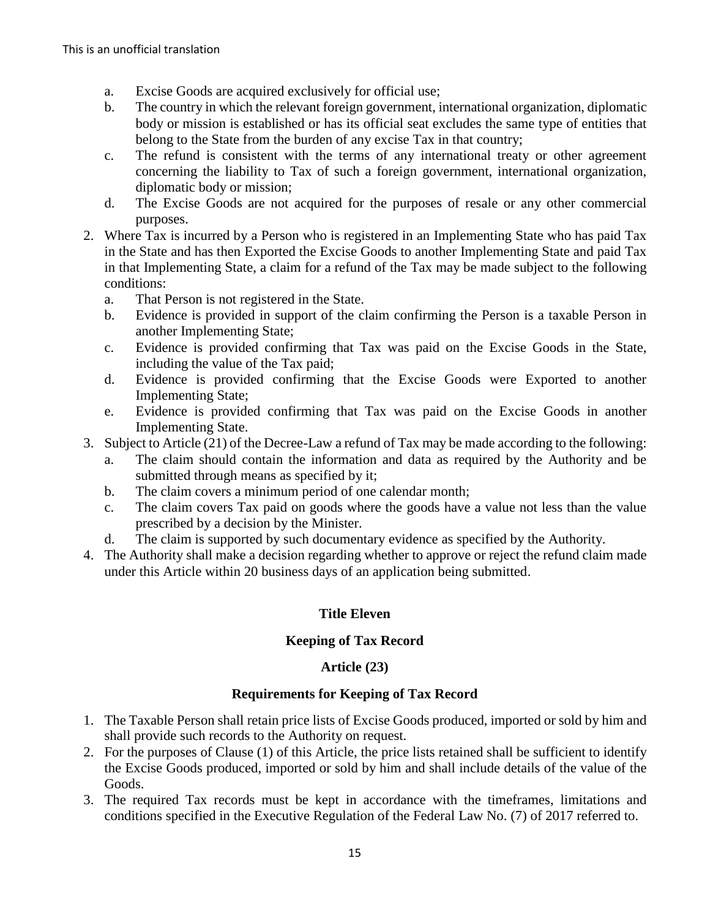a. Excise Goods are acquired exclusively for official use;
b. The country in which the relevant foreign government, international organization, diplomatic body or mission is established or has its official seat excludes the same type of entities that belong to the State from the burden of any excise Tax in that country;
c. The refund is consistent with the terms of any international treaty or other agreement concerning the liability to Tax of such a foreign government, international organization, diplomatic body or mission;
d. The Excise Goods are not acquired for the purposes of resale or any other commercial purposes.

2. Where Tax is incurred by a Person who is registered in an Implementing State who has paid Tax in the State and has then Exported the Excise Goods to another Implementing State and paid Tax in that Implementing State, a claim for a refund of the Tax may be made subject to the following conditions:
   a. That Person is not registered in the State.
   b. Evidence is provided in support of the claim confirming the Person is a taxable Person in another Implementing State;
   c. Evidence is provided confirming that Tax was paid on the Excise Goods in the State, including the value of the Tax paid;
   d. Evidence is provided confirming that the Excise Goods were Exported to another Implementing State;
   e. Evidence is provided confirming that Tax was paid on the Excise Goods in another Implementing State.
3. Subject to Article (21) of the Decree-Law a refund of Tax may be made according to the following:
   a. The claim should contain the information and data as required by the Authority and be submitted through means as specified by it;
   b. The claim covers a minimum period of one calendar month;
   c. The claim covers Tax paid on goods where the goods have a value not less than the value prescribed by a decision by the Minister.
   d. The claim is supported by such documentary evidence as specified by the Authority.
4. The Authority shall make a decision regarding whether to approve or reject the refund claim made under this Article within 20 business days of an application being submitted.

## Title Eleven

## Keeping of Tax Record

### Article (23)

### Requirements for Keeping of Tax Record

1. The Taxable Person shall retain price lists of Excise Goods produced, imported or sold by him and shall provide such records to the Authority on request.
2. For the purposes of Clause (1) of this Article, the price lists retained shall be sufficient to identify the Excise Goods produced, imported or sold by him and shall include details of the value of the Goods.
3. The required Tax records must be kept in accordance with the timeframes, limitations and conditions specified in the Executive Regulation of the Federal Law No. (7) of 2017 referred to.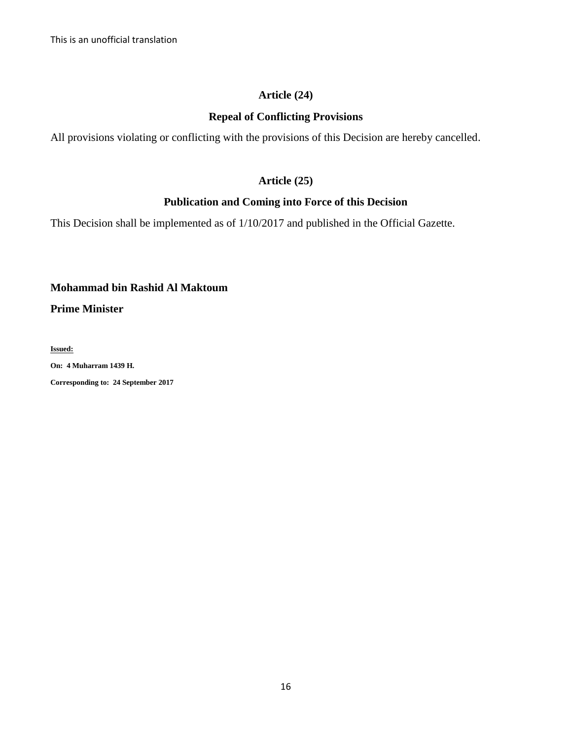## Article (24)

### Repeal of Conflicting Provisions

All provisions violating or conflicting with the provisions of this Decision are hereby cancelled.

## Article (25)

### Publication and Coming into Force of this Decision

This Decision shall be implemented as of 1/10/2017 and published in the Official Gazette.

**Mohammad bin Rashid Al Maktoum**

**Prime Minister**

**Issued:**

**On: 4 Muharram 1439 H.**

**Corresponding to: 24 September 2017**